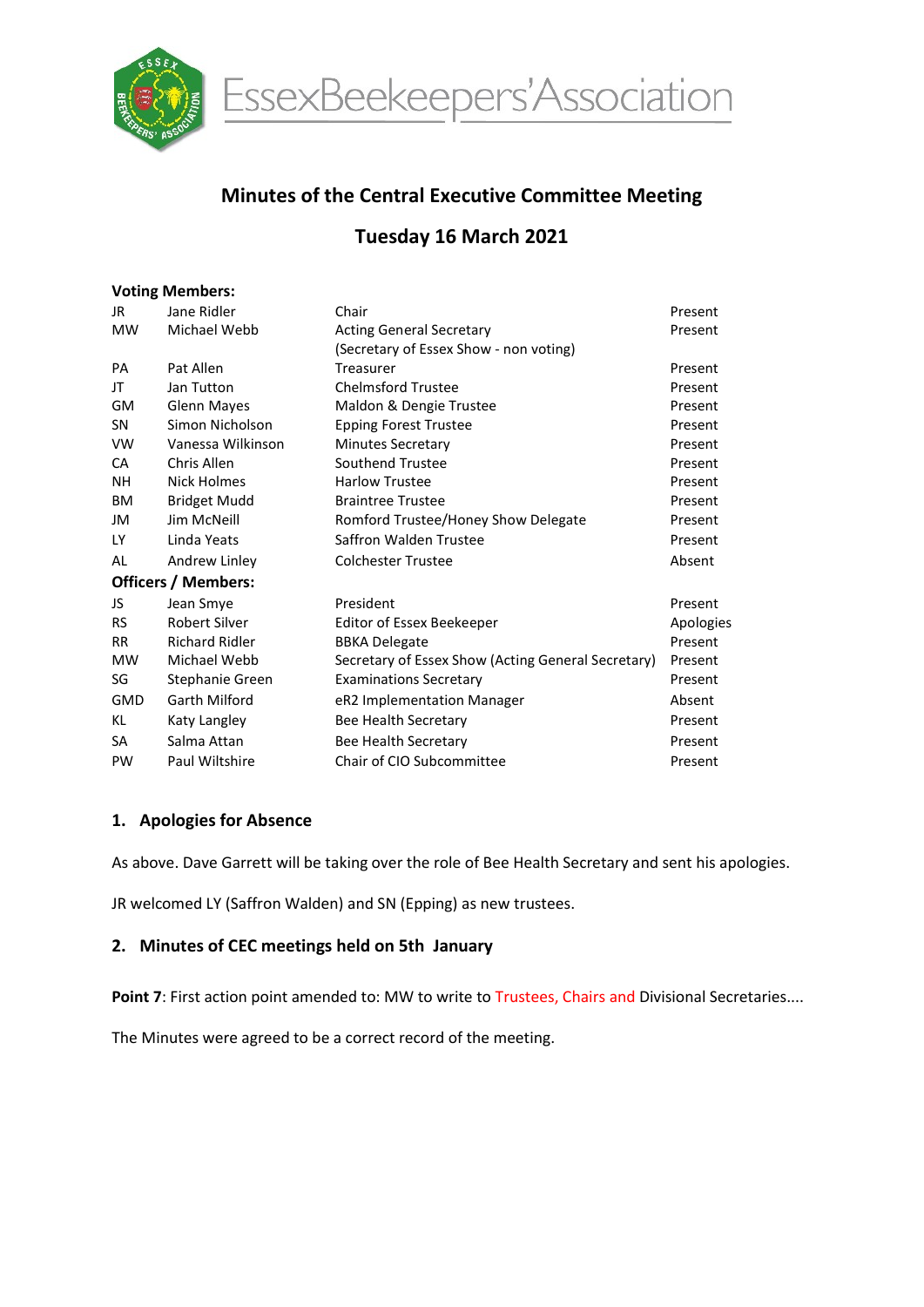EssexBeekeepers'Association

# Minutes of the Central Executive Committee Meeting

## Tuesday 16 March 2021

**Voting Members:**

| | | | |
|---|---|---|---|
| JR | Jane Ridler | Chair | Present |
| MW | Michael Webb | Acting General Secretary (Secretary of Essex Show - non voting) | Present |
| PA | Pat Allen | Treasurer | Present |
| JT | Jan Tutton | Chelmsford Trustee | Present |
| GM | Glenn Mayes | Maldon & Dengie Trustee | Present |
| SN | Simon Nicholson | Epping Forest Trustee | Present |
| VW | Vanessa Wilkinson | Minutes Secretary | Present |
| CA | Chris Allen | Southend Trustee | Present |
| NH | Nick Holmes | Harlow Trustee | Present |
| BM | Bridget Mudd | Braintree Trustee | Present |
| JM | Jim McNeill | Romford Trustee/Honey Show Delegate | Present |
| LY | Linda Yeats | Saffron Walden Trustee | Present |
| AL | Andrew Linley | Colchester Trustee | Absent |

**Officers / Members:**

| | | | |
|---|---|---|---|
| JS | Jean Smye | President | Present |
| RS | Robert Silver | Editor of Essex Beekeeper | Apologies |
| RR | Richard Ridler | BBKA Delegate | Present |
| MW | Michael Webb | Secretary of Essex Show (Acting General Secretary) | Present |
| SG | Stephanie Green | Examinations Secretary | Present |
| GMD | Garth Milford | eR2 Implementation Manager | Absent |
| KL | Katy Langley | Bee Health Secretary | Present |
| SA | Salma Attan | Bee Health Secretary | Present |
| PW | Paul Wiltshire | Chair of CIO Subcommittee | Present |

### 1. Apologies for Absence

As above. Dave Garrett will be taking over the role of Bee Health Secretary and sent his apologies.

JR welcomed LY (Saffron Walden) and SN (Epping) as new trustees.

### 2. Minutes of CEC meetings held on 5th January

**Point 7**: First action point amended to: MW to write to Trustees, Chairs and Divisional Secretaries....

The Minutes were agreed to be a correct record of the meeting.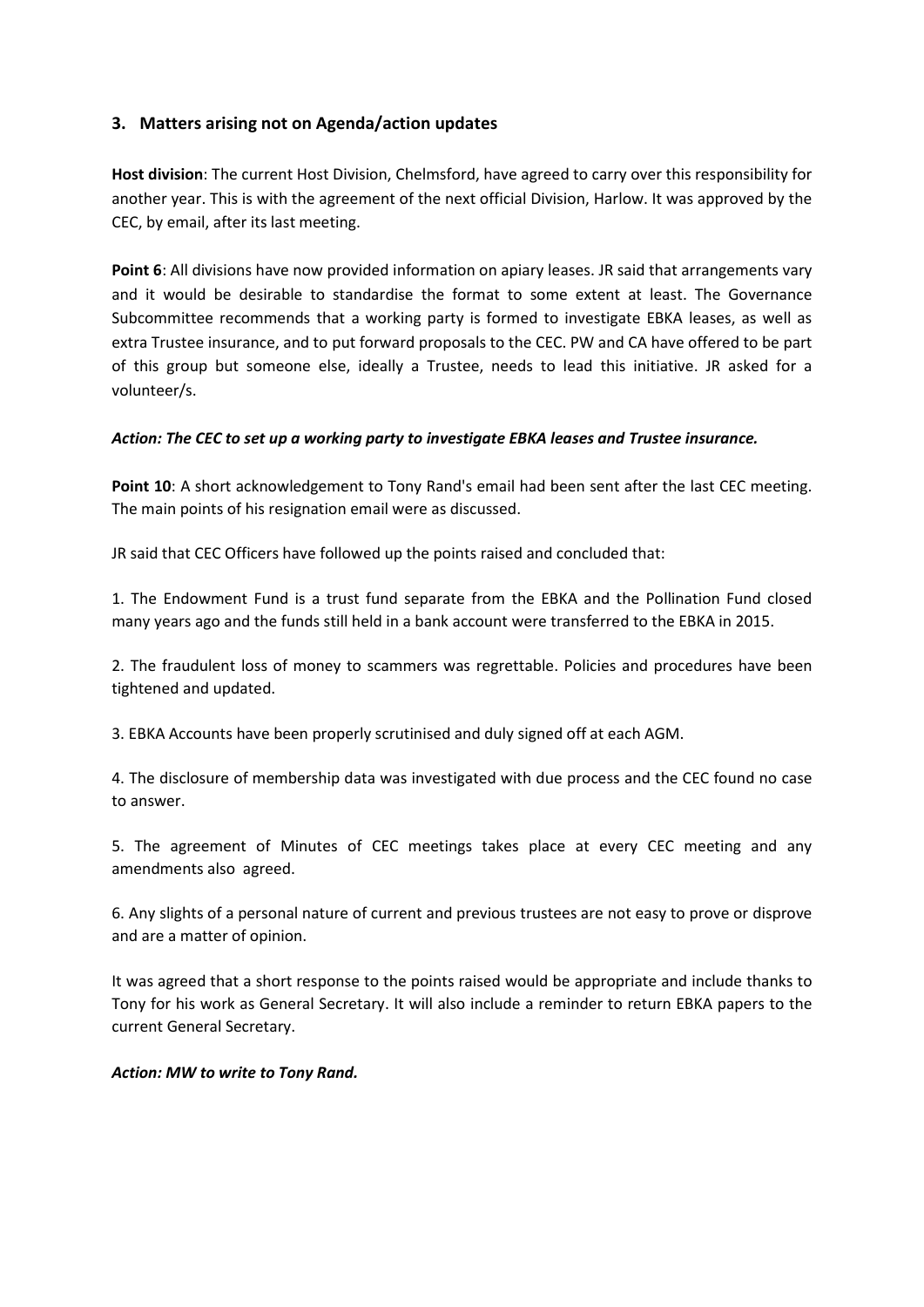## 3. Matters arising not on Agenda/action updates

**Host division**: The current Host Division, Chelmsford, have agreed to carry over this responsibility for another year. This is with the agreement of the next official Division, Harlow. It was approved by the CEC, by email, after its last meeting.

**Point 6**: All divisions have now provided information on apiary leases. JR said that arrangements vary and it would be desirable to standardise the format to some extent at least. The Governance Subcommittee recommends that a working party is formed to investigate EBKA leases, as well as extra Trustee insurance, and to put forward proposals to the CEC. PW and CA have offered to be part of this group but someone else, ideally a Trustee, needs to lead this initiative. JR asked for a volunteer/s.

***Action: The CEC to set up a working party to investigate EBKA leases and Trustee insurance.***

**Point 10**: A short acknowledgement to Tony Rand's email had been sent after the last CEC meeting. The main points of his resignation email were as discussed.

JR said that CEC Officers have followed up the points raised and concluded that:

1. The Endowment Fund is a trust fund separate from the EBKA and the Pollination Fund closed many years ago and the funds still held in a bank account were transferred to the EBKA in 2015.

2. The fraudulent loss of money to scammers was regrettable. Policies and procedures have been tightened and updated.

3. EBKA Accounts have been properly scrutinised and duly signed off at each AGM.

4. The disclosure of membership data was investigated with due process and the CEC found no case to answer.

5. The agreement of Minutes of CEC meetings takes place at every CEC meeting and any amendments also agreed.

6. Any slights of a personal nature of current and previous trustees are not easy to prove or disprove and are a matter of opinion.

It was agreed that a short response to the points raised would be appropriate and include thanks to Tony for his work as General Secretary. It will also include a reminder to return EBKA papers to the current General Secretary.

***Action: MW to write to Tony Rand.***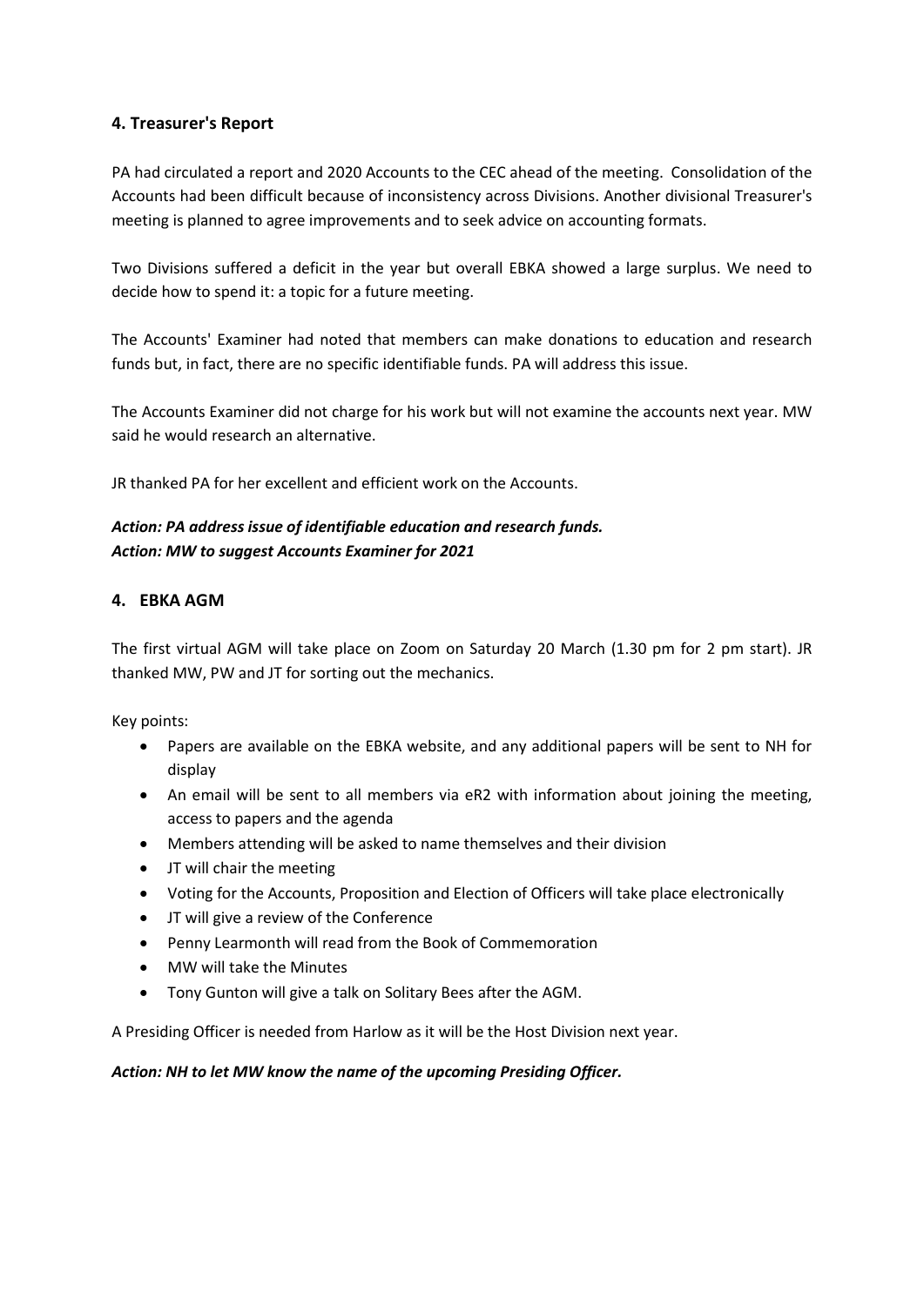## 4. Treasurer's Report

PA had circulated a report and 2020 Accounts to the CEC ahead of the meeting. Consolidation of the Accounts had been difficult because of inconsistency across Divisions. Another divisional Treasurer's meeting is planned to agree improvements and to seek advice on accounting formats.

Two Divisions suffered a deficit in the year but overall EBKA showed a large surplus. We need to decide how to spend it: a topic for a future meeting.

The Accounts' Examiner had noted that members can make donations to education and research funds but, in fact, there are no specific identifiable funds. PA will address this issue.

The Accounts Examiner did not charge for his work but will not examine the accounts next year. MW said he would research an alternative.

JR thanked PA for her excellent and efficient work on the Accounts.

***Action: PA address issue of identifiable education and research funds.***
***Action: MW to suggest Accounts Examiner for 2021***

## 4. EBKA AGM

The first virtual AGM will take place on Zoom on Saturday 20 March (1.30 pm for 2 pm start). JR thanked MW, PW and JT for sorting out the mechanics.

Key points:

- Papers are available on the EBKA website, and any additional papers will be sent to NH for display
- An email will be sent to all members via eR2 with information about joining the meeting, access to papers and the agenda
- Members attending will be asked to name themselves and their division
- JT will chair the meeting
- Voting for the Accounts, Proposition and Election of Officers will take place electronically
- JT will give a review of the Conference
- Penny Learmonth will read from the Book of Commemoration
- MW will take the Minutes
- Tony Gunton will give a talk on Solitary Bees after the AGM.

A Presiding Officer is needed from Harlow as it will be the Host Division next year.

***Action: NH to let MW know the name of the upcoming Presiding Officer.***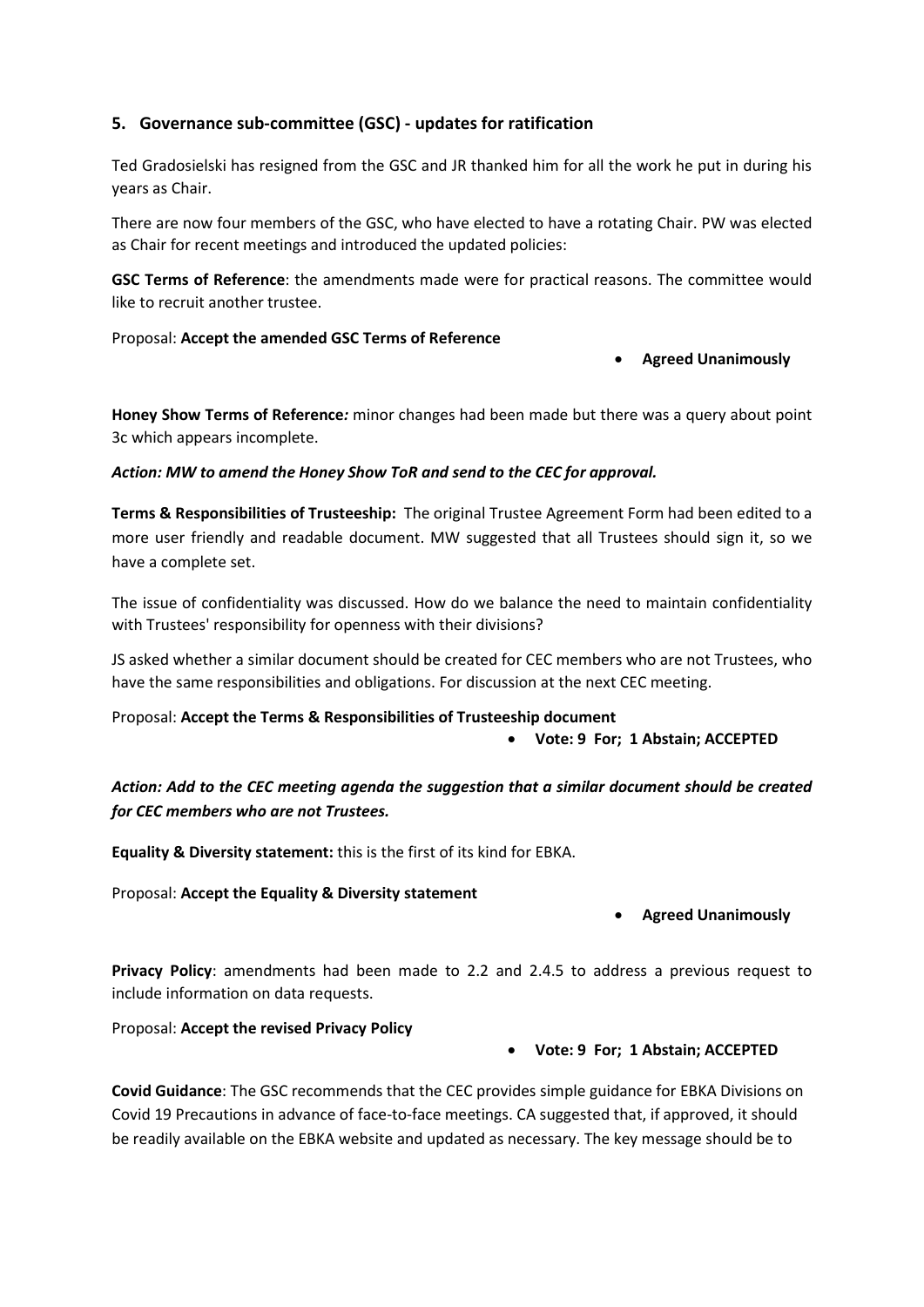## 5. Governance sub-committee (GSC) - updates for ratification

Ted Gradosielski has resigned from the GSC and JR thanked him for all the work he put in during his years as Chair.

There are now four members of the GSC, who have elected to have a rotating Chair. PW was elected as Chair for recent meetings and introduced the updated policies:

**GSC Terms of Reference**: the amendments made were for practical reasons. The committee would like to recruit another trustee.

Proposal: **Accept the amended GSC Terms of Reference**

- **Agreed Unanimously**

**Honey Show Terms of Reference***:* minor changes had been made but there was a query about point 3c which appears incomplete.

***Action: MW to amend the Honey Show ToR and send to the CEC for approval.***

**Terms & Responsibilities of Trusteeship:** The original Trustee Agreement Form had been edited to a more user friendly and readable document. MW suggested that all Trustees should sign it, so we have a complete set.

The issue of confidentiality was discussed. How do we balance the need to maintain confidentiality with Trustees' responsibility for openness with their divisions?

JS asked whether a similar document should be created for CEC members who are not Trustees, who have the same responsibilities and obligations. For discussion at the next CEC meeting.

Proposal: **Accept the Terms & Responsibilities of Trusteeship document**

- **Vote: 9 For; 1 Abstain; ACCEPTED**

***Action: Add to the CEC meeting agenda the suggestion that a similar document should be created for CEC members who are not Trustees.***

**Equality & Diversity statement:** this is the first of its kind for EBKA.

Proposal: **Accept the Equality & Diversity statement**

- **Agreed Unanimously**

**Privacy Policy**: amendments had been made to 2.2 and 2.4.5 to address a previous request to include information on data requests.

Proposal: **Accept the revised Privacy Policy**

- **Vote: 9 For; 1 Abstain; ACCEPTED**

**Covid Guidance**: The GSC recommends that the CEC provides simple guidance for EBKA Divisions on Covid 19 Precautions in advance of face-to-face meetings. CA suggested that, if approved, it should be readily available on the EBKA website and updated as necessary. The key message should be to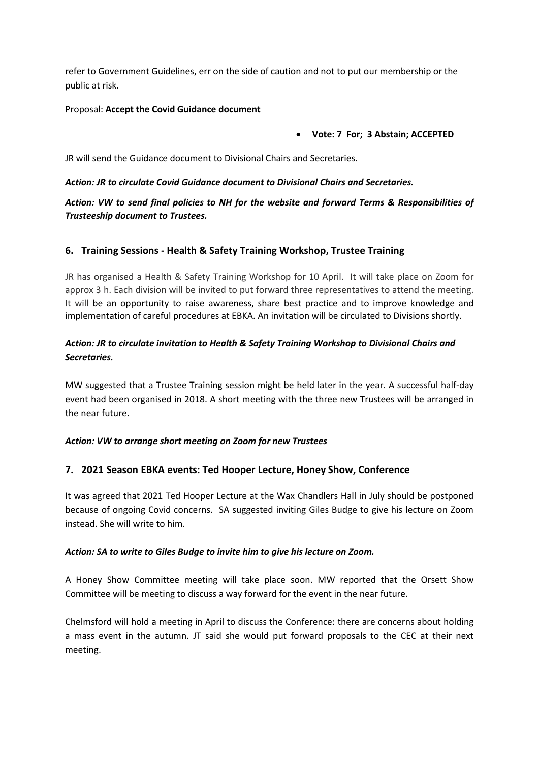refer to Government Guidelines, err on the side of caution and not to put our membership or the public at risk.

Proposal: **Accept the Covid Guidance document**

- **Vote: 7 For; 3 Abstain; ACCEPTED**

JR will send the Guidance document to Divisional Chairs and Secretaries.

***Action: JR to circulate Covid Guidance document to Divisional Chairs and Secretaries.***

***Action: VW to send final policies to NH for the website and forward Terms & Responsibilities of Trusteeship document to Trustees.***

## 6. Training Sessions - Health & Safety Training Workshop, Trustee Training

JR has organised a Health & Safety Training Workshop for 10 April. It will take place on Zoom for approx 3 h. Each division will be invited to put forward three representatives to attend the meeting. It will be an opportunity to raise awareness, share best practice and to improve knowledge and implementation of careful procedures at EBKA. An invitation will be circulated to Divisions shortly.

***Action: JR to circulate invitation to Health & Safety Training Workshop to Divisional Chairs and Secretaries.***

MW suggested that a Trustee Training session might be held later in the year. A successful half-day event had been organised in 2018. A short meeting with the three new Trustees will be arranged in the near future.

***Action: VW to arrange short meeting on Zoom for new Trustees***

## 7. 2021 Season EBKA events: Ted Hooper Lecture, Honey Show, Conference

It was agreed that 2021 Ted Hooper Lecture at the Wax Chandlers Hall in July should be postponed because of ongoing Covid concerns. SA suggested inviting Giles Budge to give his lecture on Zoom instead. She will write to him.

***Action: SA to write to Giles Budge to invite him to give his lecture on Zoom.***

A Honey Show Committee meeting will take place soon. MW reported that the Orsett Show Committee will be meeting to discuss a way forward for the event in the near future.

Chelmsford will hold a meeting in April to discuss the Conference: there are concerns about holding a mass event in the autumn. JT said she would put forward proposals to the CEC at their next meeting.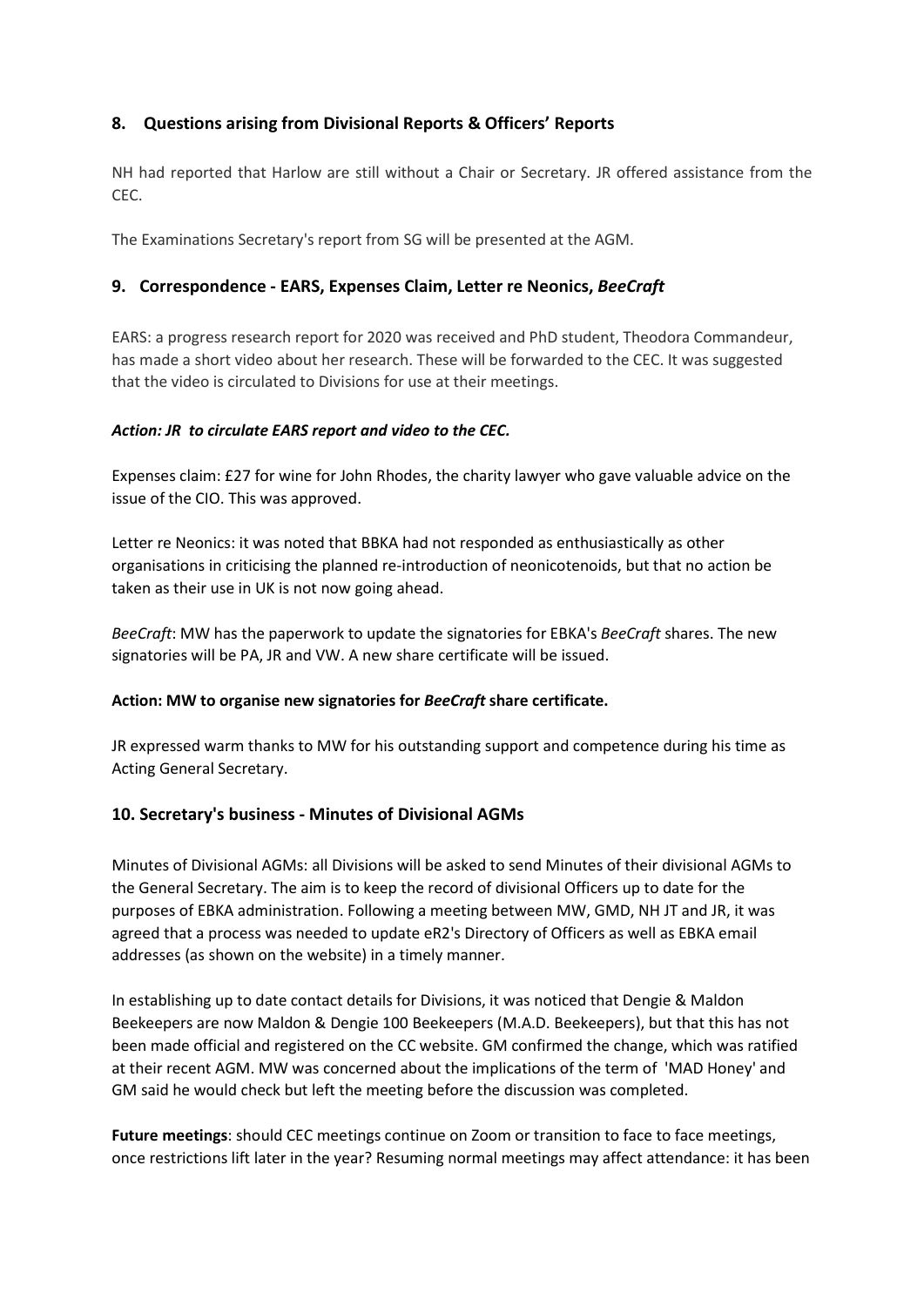## 8. Questions arising from Divisional Reports & Officers' Reports

NH had reported that Harlow are still without a Chair or Secretary. JR offered assistance from the CEC.

The Examinations Secretary's report from SG will be presented at the AGM.

## 9. Correspondence - EARS, Expenses Claim, Letter re Neonics, *BeeCraft*

EARS: a progress research report for 2020 was received and PhD student, Theodora Commandeur, has made a short video about her research. These will be forwarded to the CEC. It was suggested that the video is circulated to Divisions for use at their meetings.

***Action: JR to circulate EARS report and video to the CEC.***

Expenses claim: £27 for wine for John Rhodes, the charity lawyer who gave valuable advice on the issue of the CIO. This was approved.

Letter re Neonics: it was noted that BBKA had not responded as enthusiastically as other organisations in criticising the planned re-introduction of neonicotenoids, but that no action be taken as their use in UK is not now going ahead.

*BeeCraft*: MW has the paperwork to update the signatories for EBKA's *BeeCraft* shares. The new signatories will be PA, JR and VW. A new share certificate will be issued.

**Action: MW to organise new signatories for *BeeCraft* share certificate.**

JR expressed warm thanks to MW for his outstanding support and competence during his time as Acting General Secretary.

## 10. Secretary's business - Minutes of Divisional AGMs

Minutes of Divisional AGMs: all Divisions will be asked to send Minutes of their divisional AGMs to the General Secretary. The aim is to keep the record of divisional Officers up to date for the purposes of EBKA administration. Following a meeting between MW, GMD, NH JT and JR, it was agreed that a process was needed to update eR2's Directory of Officers as well as EBKA email addresses (as shown on the website) in a timely manner.

In establishing up to date contact details for Divisions, it was noticed that Dengie & Maldon Beekeepers are now Maldon & Dengie 100 Beekeepers (M.A.D. Beekeepers), but that this has not been made official and registered on the CC website. GM confirmed the change, which was ratified at their recent AGM. MW was concerned about the implications of the term of 'MAD Honey' and GM said he would check but left the meeting before the discussion was completed.

**Future meetings**: should CEC meetings continue on Zoom or transition to face to face meetings, once restrictions lift later in the year? Resuming normal meetings may affect attendance: it has been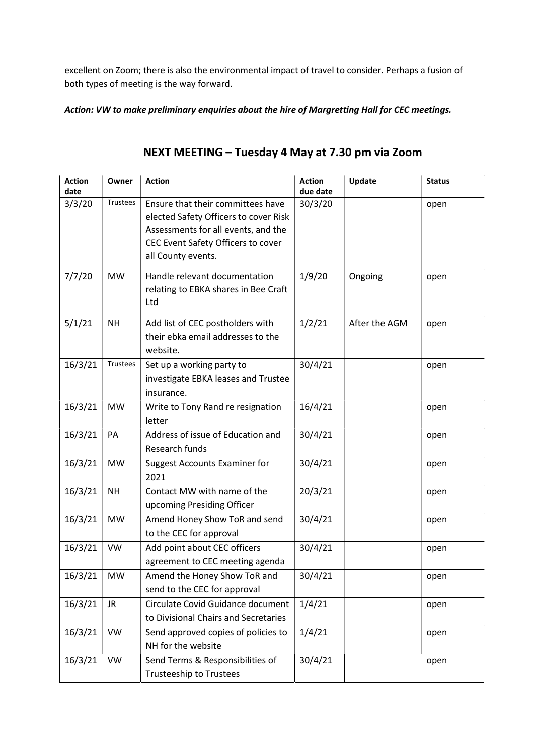excellent on Zoom; there is also the environmental impact of travel to consider. Perhaps a fusion of both types of meeting is the way forward.

***Action: VW to make preliminary enquiries about the hire of Margretting Hall for CEC meetings.***

## NEXT MEETING – Tuesday 4 May at 7.30 pm via Zoom

| Action date | Owner | Action | Action due date | Update | Status |
|---|---|---|---|---|---|
| 3/3/20 | Trustees | Ensure that their committees have elected Safety Officers to cover Risk Assessments for all events, and the CEC Event Safety Officers to cover all County events. | 30/3/20 | | open |
| 7/7/20 | MW | Handle relevant documentation relating to EBKA shares in Bee Craft Ltd | 1/9/20 | Ongoing | open |
| 5/1/21 | NH | Add list of CEC postholders with their ebka email addresses to the website. | 1/2/21 | After the AGM | open |
| 16/3/21 | Trustees | Set up a working party to investigate EBKA leases and Trustee insurance. | 30/4/21 | | open |
| 16/3/21 | MW | Write to Tony Rand re resignation letter | 16/4/21 | | open |
| 16/3/21 | PA | Address of issue of Education and Research funds | 30/4/21 | | open |
| 16/3/21 | MW | Suggest Accounts Examiner for 2021 | 30/4/21 | | open |
| 16/3/21 | NH | Contact MW with name of the upcoming Presiding Officer | 20/3/21 | | open |
| 16/3/21 | MW | Amend Honey Show ToR and send to the CEC for approval | 30/4/21 | | open |
| 16/3/21 | VW | Add point about CEC officers agreement to CEC meeting agenda | 30/4/21 | | open |
| 16/3/21 | MW | Amend the Honey Show ToR and send to the CEC for approval | 30/4/21 | | open |
| 16/3/21 | JR | Circulate Covid Guidance document to Divisional Chairs and Secretaries | 1/4/21 | | open |
| 16/3/21 | VW | Send approved copies of policies to NH for the website | 1/4/21 | | open |
| 16/3/21 | VW | Send Terms & Responsibilities of Trusteeship to Trustees | 30/4/21 | | open |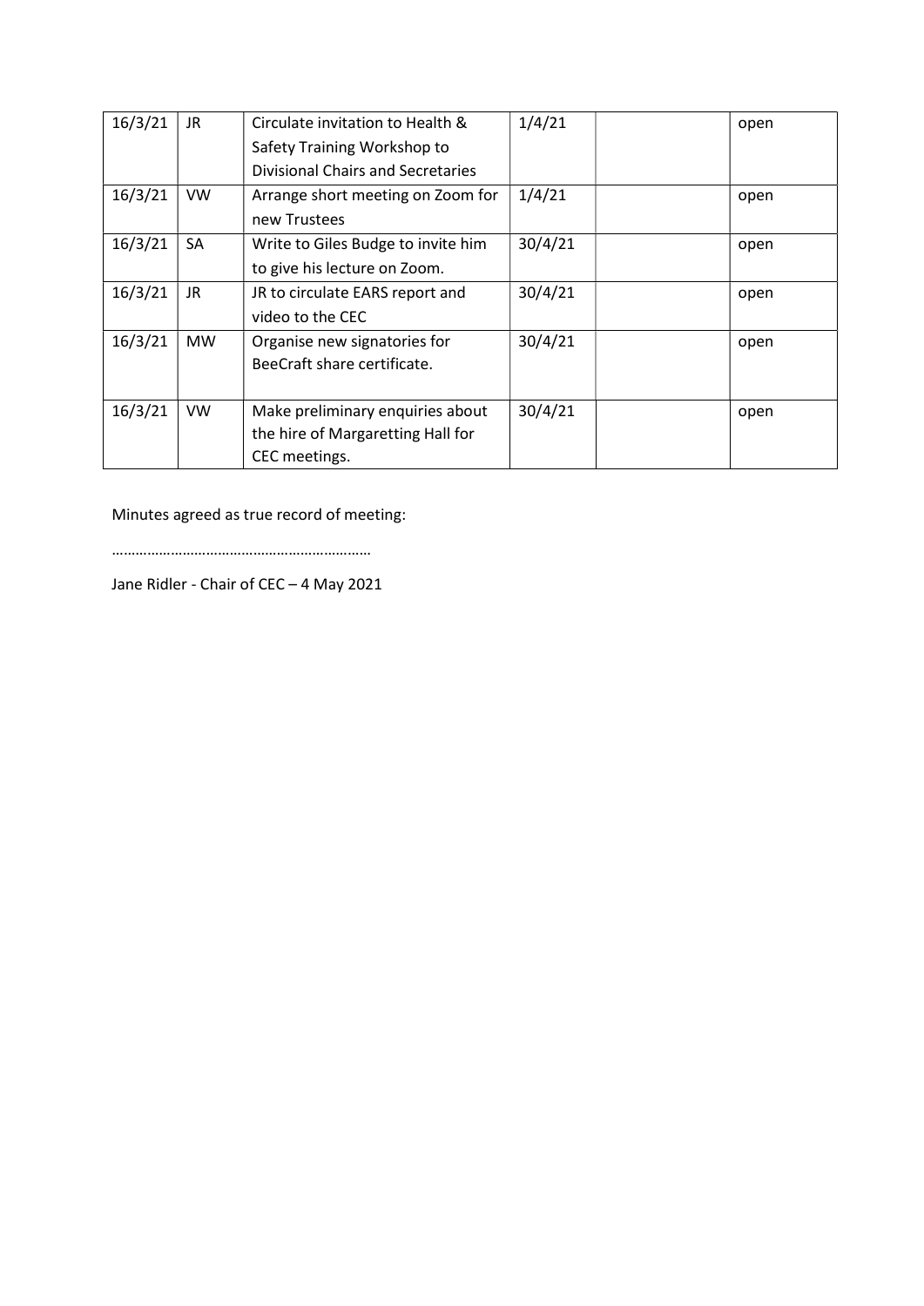| | | | | | |
|---|---|---|---|---|---|
| 16/3/21 | JR | Circulate invitation to Health & Safety Training Workshop to Divisional Chairs and Secretaries | 1/4/21 | | open |
| 16/3/21 | VW | Arrange short meeting on Zoom for new Trustees | 1/4/21 | | open |
| 16/3/21 | SA | Write to Giles Budge to invite him to give his lecture on Zoom. | 30/4/21 | | open |
| 16/3/21 | JR | JR to circulate EARS report and video to the CEC | 30/4/21 | | open |
| 16/3/21 | MW | Organise new signatories for BeeCraft share certificate. | 30/4/21 | | open |
| 16/3/21 | VW | Make preliminary enquiries about the hire of Margaretting Hall for CEC meetings. | 30/4/21 | | open |

Minutes agreed as true record of meeting:

…………………………………………………………

Jane Ridler - Chair of CEC – 4 May 2021